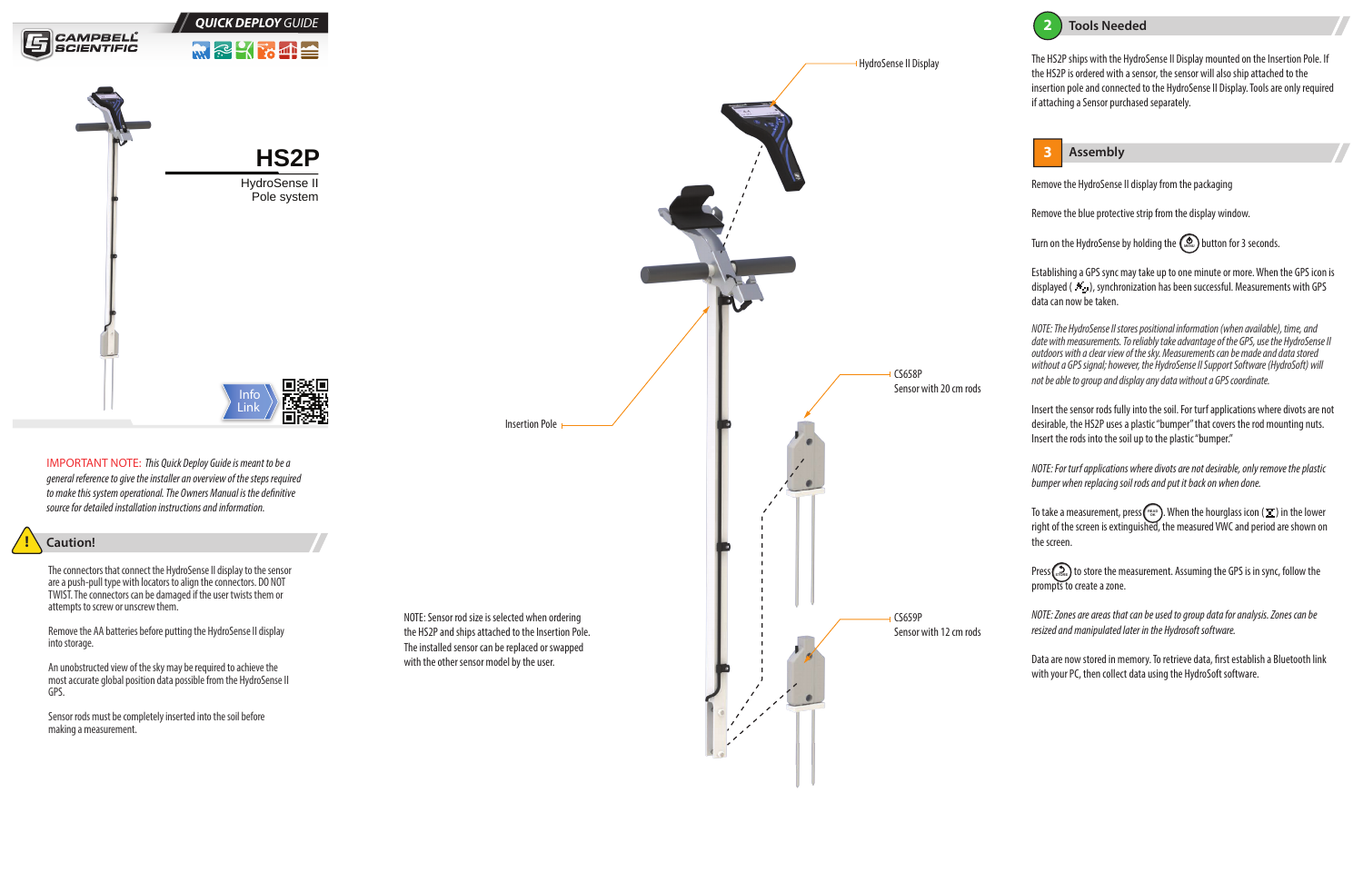**CAMPBELL SCIENTIFIC**

QUICK DEPLOY GUIDE

# HS2P

HydroSense II
Pole system

Info Link

IMPORTANT NOTE: *This Quick Deploy Guide is meant to be a general reference to give the installer an overview of the steps required to make this system operational. The Owners Manual is the definitive source for detailed installation instructions and information.*

## Caution!

The connectors that connect the HydroSense II display to the sensor are a push-pull type with locators to align the connectors. DO NOT TWIST. The connectors can be damaged if the user twists them or attempts to screw or unscrew them.

Remove the AA batteries before putting the HydroSense II display into storage.

An unobstructed view of the sky may be required to achieve the most accurate global position data possible from the HydroSense II GPS.

Sensor rods must be completely inserted into the soil before making a measurement.

HydroSense II Display

Insertion Pole

CS658P
Sensor with 20 cm rods

CS659P
Sensor with 12 cm rods

NOTE: Sensor rod size is selected when ordering the HS2P and ships attached to the Insertion Pole. The installed sensor can be replaced or swapped with the other sensor model by the user.

## 2 Tools Needed

The HS2P ships with the HydroSense II Display mounted on the Insertion Pole. If the HS2P is ordered with a sensor, the sensor will also ship attached to the insertion pole and connected to the HydroSense II Display. Tools are only required if attaching a Sensor purchased separately.

## 3 Assembly

Remove the HydroSense II display from the packaging

Remove the blue protective strip from the display window.

Turn on the HydroSense by holding the button for 3 seconds.

Establishing a GPS sync may take up to one minute or more. When the GPS icon is displayed ( ), synchronization has been successful. Measurements with GPS data can now be taken.

*NOTE: The HydroSense II stores positional information (when available), time, and date with measurements. To reliably take advantage of the GPS, use the HydroSense II outdoors with a clear view of the sky. Measurements can be made and data stored without a GPS signal; however, the HydroSense II Support Software (HydroSoft) will not be able to group and display any data without a GPS coordinate.*

Insert the sensor rods fully into the soil. For turf applications where divots are not desirable, the HS2P uses a plastic "bumper" that covers the rod mounting nuts. Insert the rods into the soil up to the plastic "bumper."

*NOTE: For turf applications where divots are not desirable, only remove the plastic bumper when replacing soil rods and put it back on when done.*

To take a measurement, press . When the hourglass icon ( ) in the lower right of the screen is extinguished, the measured VWC and period are shown on the screen.

Press to store the measurement. Assuming the GPS is in sync, follow the prompts to create a zone.

*NOTE: Zones are areas that can be used to group data for analysis. Zones can be resized and manipulated later in the Hydrosoft software.*

Data are now stored in memory. To retrieve data, first establish a Bluetooth link with your PC, then collect data using the HydroSoft software.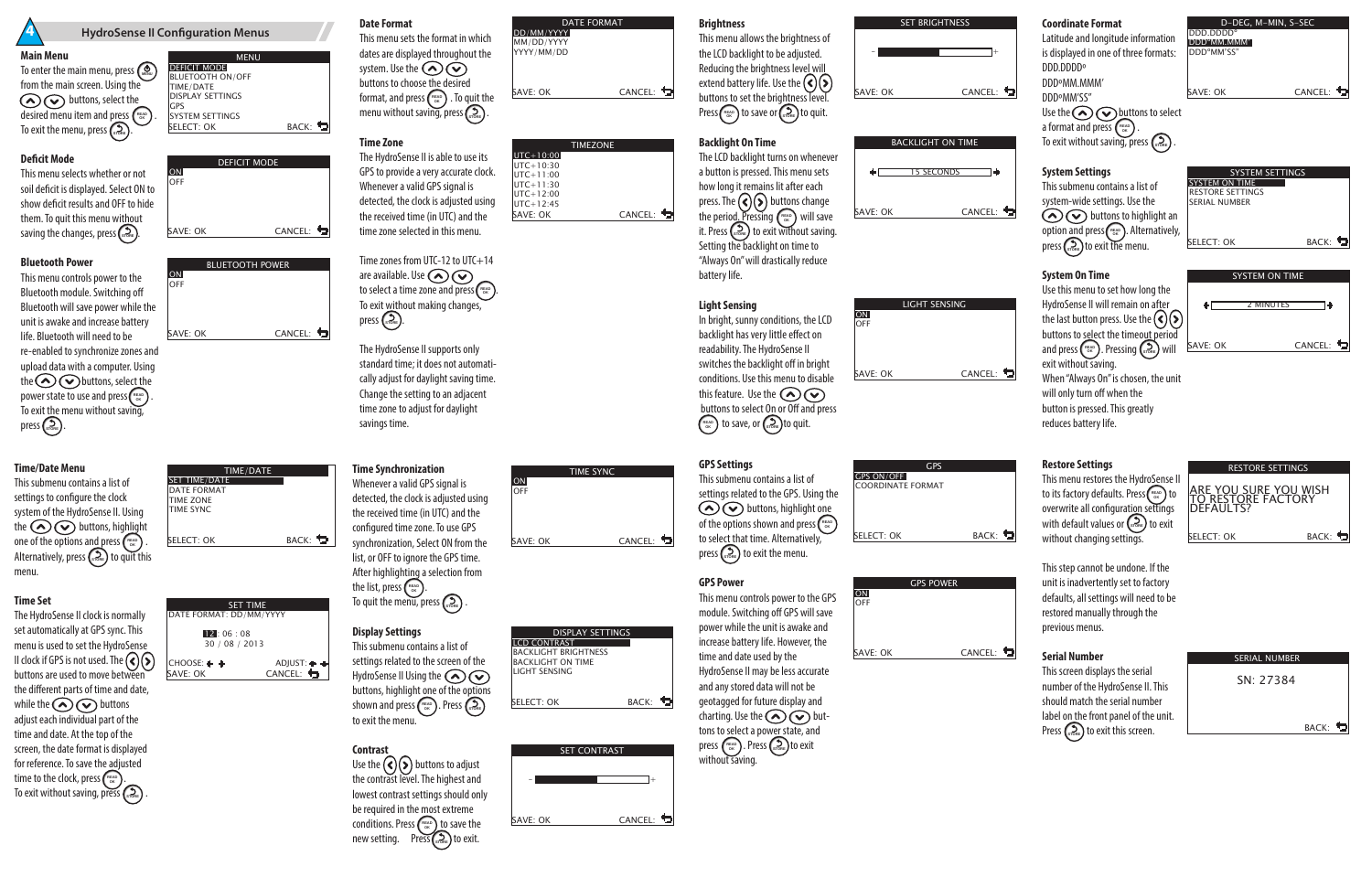## 4 HydroSense II Configuration Menus

### Main Menu

To enter the main menu, press (MENU) from the main screen. Using the buttons, select the desired menu item and press (READ OK). To exit the menu, press (STORE).

MENU
DEFICIT MODE
BLUETOOTH ON/OFF
TIME/DATE
DISPLAY SETTINGS
GPS
SYSTEM SETTINGS
SELECT: OK BACK:

### Deficit Mode

This menu selects whether or not soil deficit is displayed. Select ON to show deficit results and OFF to hide them. To quit this menu without saving the changes, press (STORE).

DEFICIT MODE
ON
OFF
SAVE: OK CANCEL:

### Bluetooth Power

This menu controls power to the Bluetooth module. Switching off Bluetooth will save power while the unit is awake and increase battery life. Bluetooth will need to be re-enabled to synchronize zones and upload data with a computer. Using the buttons, select the power state to use and press (READ OK). To exit the menu without saving, press (STORE).

BLUETOOTH POWER
ON
OFF
SAVE: OK CANCEL:

### Time/Date Menu

This submenu contains a list of settings to configure the clock system of the HydroSense II. Using the buttons, highlight one of the options and press (READ OK). Alternatively, press (STORE) to quit this menu.

TIME/DATE
SET TIME/DATE
DATE FORMAT
TIME ZONE
TIME SYNC
SELECT: OK BACK:

### Time Set

The HydroSense II clock is normally set automatically at GPS sync. This menu is used to set the HydroSense II clock if GPS is not used. The buttons are used to move between the different parts of time and date, while the buttons adjust each individual part of the time and date. At the top of the screen, the date format is displayed for reference. To save the adjusted time to the clock, press (READ OK). To exit without saving, press (STORE).

SET TIME
DATE FORMAT: DD/MM/YYYY
12 : 06 : 08
30 / 08 / 2013
CHOOSE: ADJUST:
SAVE: OK CANCEL:

### Date Format

This menu sets the format in which dates are displayed throughout the system. Use the buttons to choose the desired format, and press (READ OK). To quit the menu without saving, press (STORE).

DATE FORMAT
DD/MM/YYYY
MM/DD/YYYY
YYYY/MM/DD
SAVE: OK CANCEL:

### Time Zone

The HydroSense II is able to use its GPS to provide a very accurate clock. Whenever a valid GPS signal is detected, the clock is adjusted using the received time (in UTC) and the time zone selected in this menu.

Time zones from UTC-12 to UTC+14 are available. Use to select a time zone and press (READ OK). To exit without making changes, press (STORE).

The HydroSense II supports only standard time; it does not automatically adjust for daylight saving time. Change the setting to an adjacent time zone to adjust for daylight savings time.

TIMEZONE
UTC+10:00
UTC+10:30
UTC+11:00
UTC+11:30
UTC+12:00
UTC+12:45
SAVE: OK CANCEL:

### Time Synchronization

Whenever a valid GPS signal is detected, the clock is adjusted using the received time (in UTC) and the configured time zone. To use GPS synchronization, Select ON from the list, or OFF to ignore the GPS time. After highlighting a selection from the list, press (READ OK). To quit the menu, press (STORE).

TIME SYNC
ON
OFF
SAVE: OK CANCEL:

### Display Settings

This submenu contains a list of settings related to the screen of the HydroSense II Using the buttons, highlight one of the options shown and press (READ OK). Press (STORE) to exit the menu.

DISPLAY SETTINGS
LCD CONTRAST
BACKLIGHT BRIGHTNESS
BACKLIGHT ON TIME
LIGHT SENSING
SELECT: OK BACK:

### Contrast

Use the buttons to adjust the contrast level. The highest and lowest contrast settings should only be required in the most extreme conditions. Press (READ OK) to save the new setting. Press (STORE) to exit.

SET CONTRAST
\- +
SAVE: OK CANCEL:

### Brightness

This menu allows the brightness of the LCD backlight to be adjusted. Reducing the brightness level will extend battery life. Use the buttons to set the brightness level. Press (READ OK) to save or (STORE) to quit.

SET BRIGHTNESS
\- +
SAVE: OK CANCEL:

### Backlight On Time

The LCD backlight turns on whenever a button is pressed. This menu sets how long it remains lit after each press. The buttons change the period. Pressing (READ OK) will save it. Press (STORE) to exit without saving. Setting the backlight on time to "Always On" will drastically reduce battery life.

BACKLIGHT ON TIME
15 SECONDS
SAVE: OK CANCEL:

### Light Sensing

In bright, sunny conditions, the LCD backlight has very little effect on readability. The HydroSense II switches the backlight off in bright conditions. Use this menu to disable this feature. Use the buttons to select On or Off and press (READ OK) to save, or (STORE) to quit.

LIGHT SENSING
ON
OFF
SAVE: OK CANCEL:

### GPS Settings

This submenu contains a list of settings related to the GPS. Using the buttons, highlight one of the options shown and press (READ OK) to select that setting. Alternatively, press (STORE) to exit the menu.

GPS
GPS ON/OFF
COORDINATE FORMAT
SELECT: OK BACK:

### GPS Power

This menu controls power to the GPS module. Switching off GPS will save power while the unit is awake and increase battery life. However, the time and date used by the HydroSense II may be less accurate and any stored data will not be geotagged for future display and charting. Use the buttons to select a power state, and press (READ OK). Press (STORE) to exit without saving.

GPS POWER
ON
OFF
SAVE: OK CANCEL:

### Coordinate Format

Latitude and longitude information is displayed in one of three formats:
DDD.DDDD°
DDD°MM.MMM'
DDD°MM'SS"
Use the buttons to select a format and press (READ OK). To exit without saving, press (STORE).

D-DEG, M-MIN, S-SEC
DDD.DDDD°
DDD°MM.MMM'
DDD°MM'SS"
SAVE: OK CANCEL:

### System Settings

This submenu contains a list of system-wide settings. Use the buttons to highlight an option and press (READ OK). Alternatively, press (STORE) to exit the menu.

SYSTEM SETTINGS
SYSTEM ON TIME
RESTORE SETTINGS
SERIAL NUMBER
SELECT: OK BACK:

### System On Time

Use this menu to set how long the HydroSense II will remain on after the last button press. Use the buttons to select the timeout period and press (READ OK). Pressing (STORE) will exit without saving. When "Always On" is chosen, the unit will only turn off when the button is pressed. This greatly reduces battery life.

SYSTEM ON TIME
2 MINUTES
SAVE: OK CANCEL:

### Restore Settings

This menu restores the HydroSense II to its factory defaults. Press (READ OK) to overwrite all configuration settings with default values or (STORE) to exit without changing settings.

This step cannot be undone. If the unit is inadvertently set to factory defaults, all settings will need to be restored manually through the previous menus.

RESTORE SETTINGS
ARE YOU SURE YOU WISH TO RESTORE FACTORY DEFAULTS?
SELECT: OK BACK:

### Serial Number

This screen displays the serial number of the HydroSense II. This should match the serial number label on the front panel of the unit. Press (STORE) to exit this screen.

SERIAL NUMBER
SN: 27384
BACK: